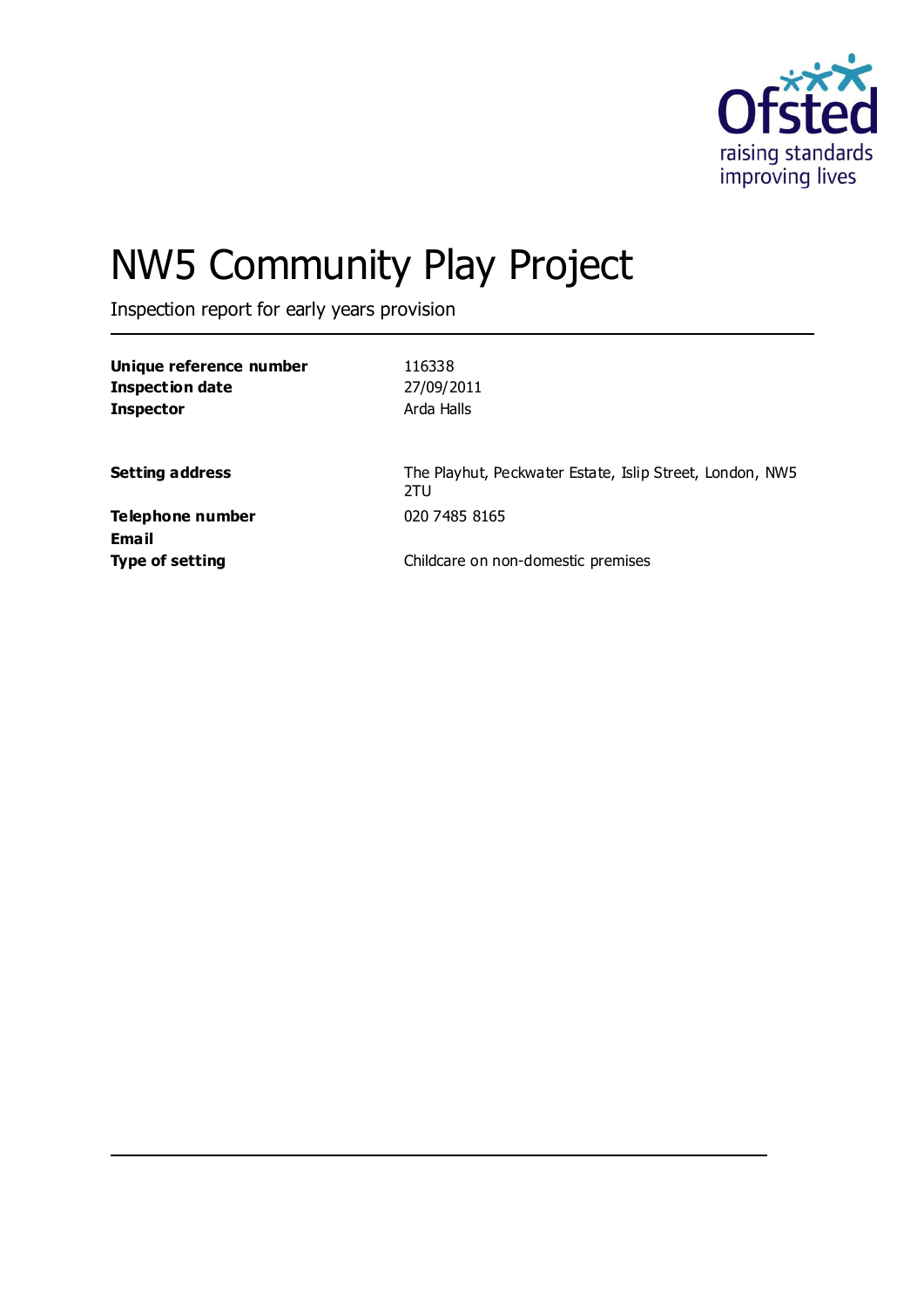# NW5 Community Play Project

Inspection report for early years provision

| | |
|---|---|
| **Unique reference number** | 116338 |
| **Inspection date** | 27/09/2011 |
| **Inspector** | Arda Halls |
| | |
| **Setting address** | The Playhut, Peckwater Estate, Islip Street, London, NW5 2TU |
| **Telephone number** | 020 7485 8165 |
| **Email** | |
| **Type of setting** | Childcare on non-domestic premises |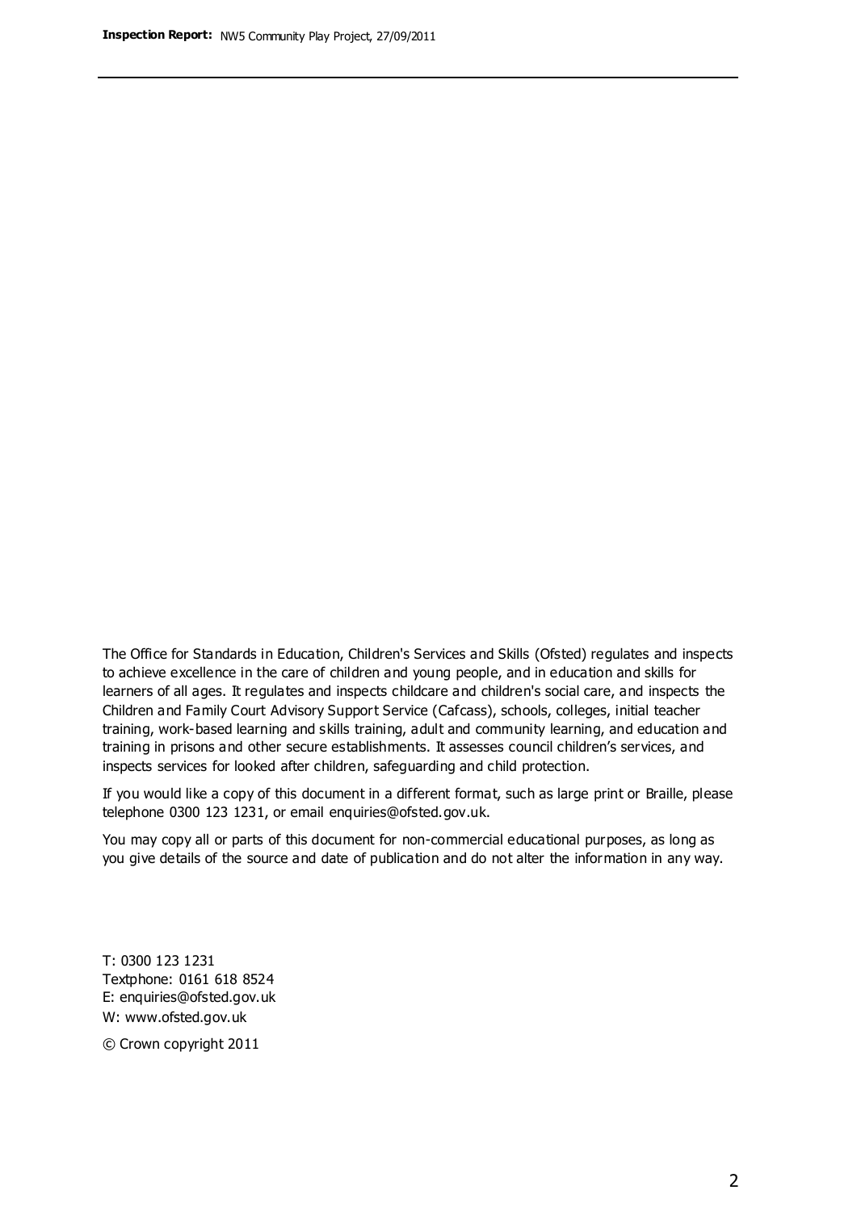The Office for Standards in Education, Children's Services and Skills (Ofsted) regulates and inspects to achieve excellence in the care of children and young people, and in education and skills for learners of all ages. It regulates and inspects childcare and children's social care, and inspects the Children and Family Court Advisory Support Service (Cafcass), schools, colleges, initial teacher training, work-based learning and skills training, adult and community learning, and education and training in prisons and other secure establishments. It assesses council children's services, and inspects services for looked after children, safeguarding and child protection.

If you would like a copy of this document in a different format, such as large print or Braille, please telephone 0300 123 1231, or email enquiries@ofsted.gov.uk.

You may copy all or parts of this document for non-commercial educational purposes, as long as you give details of the source and date of publication and do not alter the information in any way.

T: 0300 123 1231
Textphone: 0161 618 8524
E: enquiries@ofsted.gov.uk
W: www.ofsted.gov.uk

© Crown copyright 2011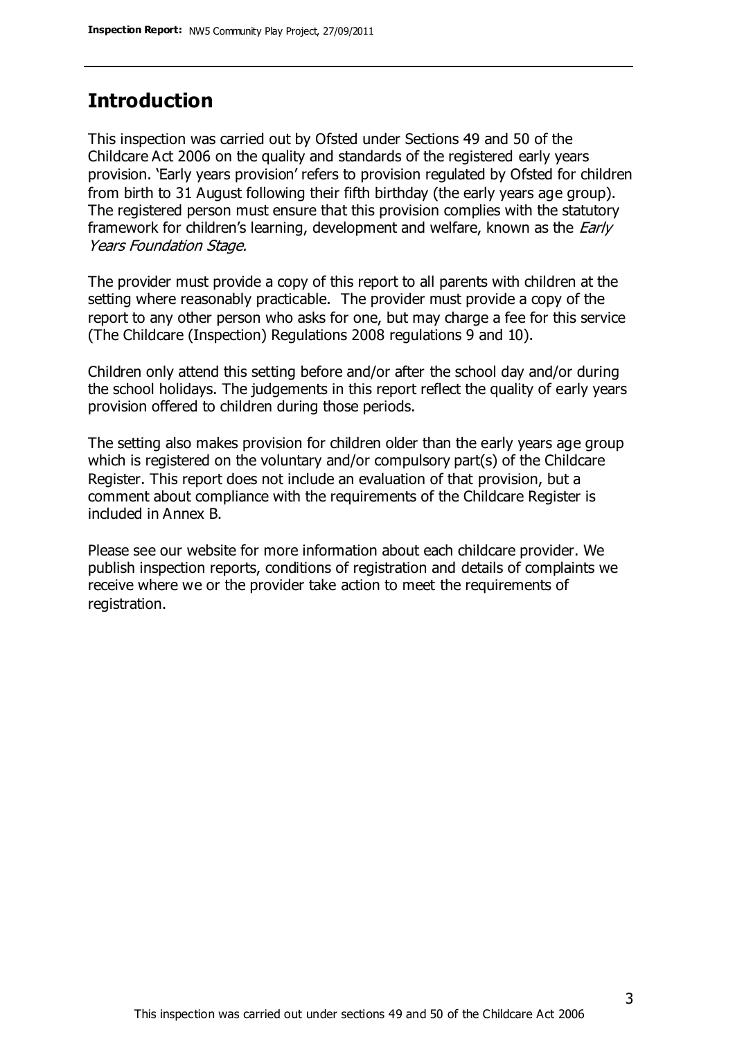## Introduction

This inspection was carried out by Ofsted under Sections 49 and 50 of the Childcare Act 2006 on the quality and standards of the registered early years provision. 'Early years provision' refers to provision regulated by Ofsted for children from birth to 31 August following their fifth birthday (the early years age group). The registered person must ensure that this provision complies with the statutory framework for children's learning, development and welfare, known as the *Early Years Foundation Stage.*

The provider must provide a copy of this report to all parents with children at the setting where reasonably practicable. The provider must provide a copy of the report to any other person who asks for one, but may charge a fee for this service (The Childcare (Inspection) Regulations 2008 regulations 9 and 10).

Children only attend this setting before and/or after the school day and/or during the school holidays. The judgements in this report reflect the quality of early years provision offered to children during those periods.

The setting also makes provision for children older than the early years age group which is registered on the voluntary and/or compulsory part(s) of the Childcare Register. This report does not include an evaluation of that provision, but a comment about compliance with the requirements of the Childcare Register is included in Annex B.

Please see our website for more information about each childcare provider. We publish inspection reports, conditions of registration and details of complaints we receive where we or the provider take action to meet the requirements of registration.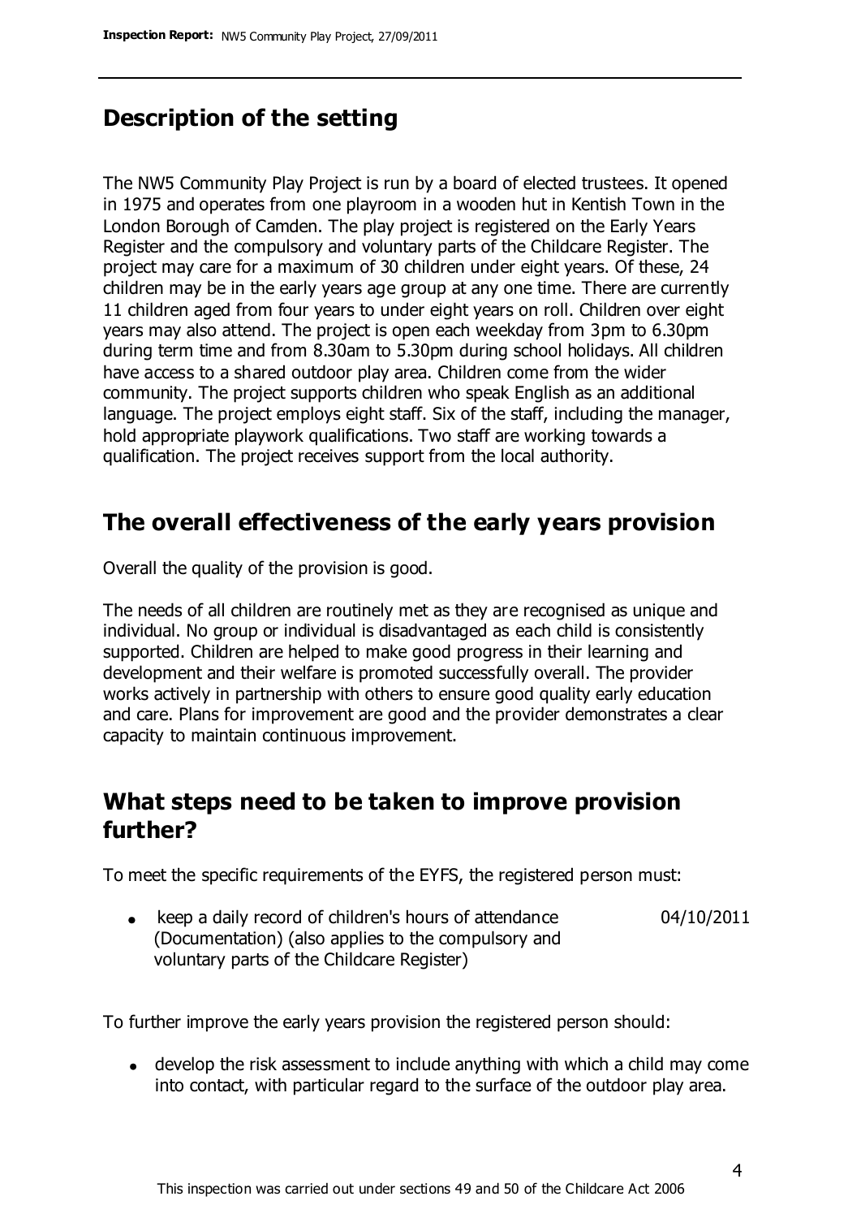## Description of the setting

The NW5 Community Play Project is run by a board of elected trustees. It opened in 1975 and operates from one playroom in a wooden hut in Kentish Town in the London Borough of Camden. The play project is registered on the Early Years Register and the compulsory and voluntary parts of the Childcare Register. The project may care for a maximum of 30 children under eight years. Of these, 24 children may be in the early years age group at any one time. There are currently 11 children aged from four years to under eight years on roll. Children over eight years may also attend. The project is open each weekday from 3pm to 6.30pm during term time and from 8.30am to 5.30pm during school holidays. All children have access to a shared outdoor play area. Children come from the wider community. The project supports children who speak English as an additional language. The project employs eight staff. Six of the staff, including the manager, hold appropriate playwork qualifications. Two staff are working towards a qualification. The project receives support from the local authority.

## The overall effectiveness of the early years provision

Overall the quality of the provision is good.

The needs of all children are routinely met as they are recognised as unique and individual. No group or individual is disadvantaged as each child is consistently supported. Children are helped to make good progress in their learning and development and their welfare is promoted successfully overall. The provider works actively in partnership with others to ensure good quality early education and care. Plans for improvement are good and the provider demonstrates a clear capacity to maintain continuous improvement.

## What steps need to be taken to improve provision further?

To meet the specific requirements of the EYFS, the registered person must:

- keep a daily record of children's hours of attendance (Documentation) (also applies to the compulsory and voluntary parts of the Childcare Register) — 04/10/2011

To further improve the early years provision the registered person should:

- develop the risk assessment to include anything with which a child may come into contact, with particular regard to the surface of the outdoor play area.

This inspection was carried out under sections 49 and 50 of the Childcare Act 2006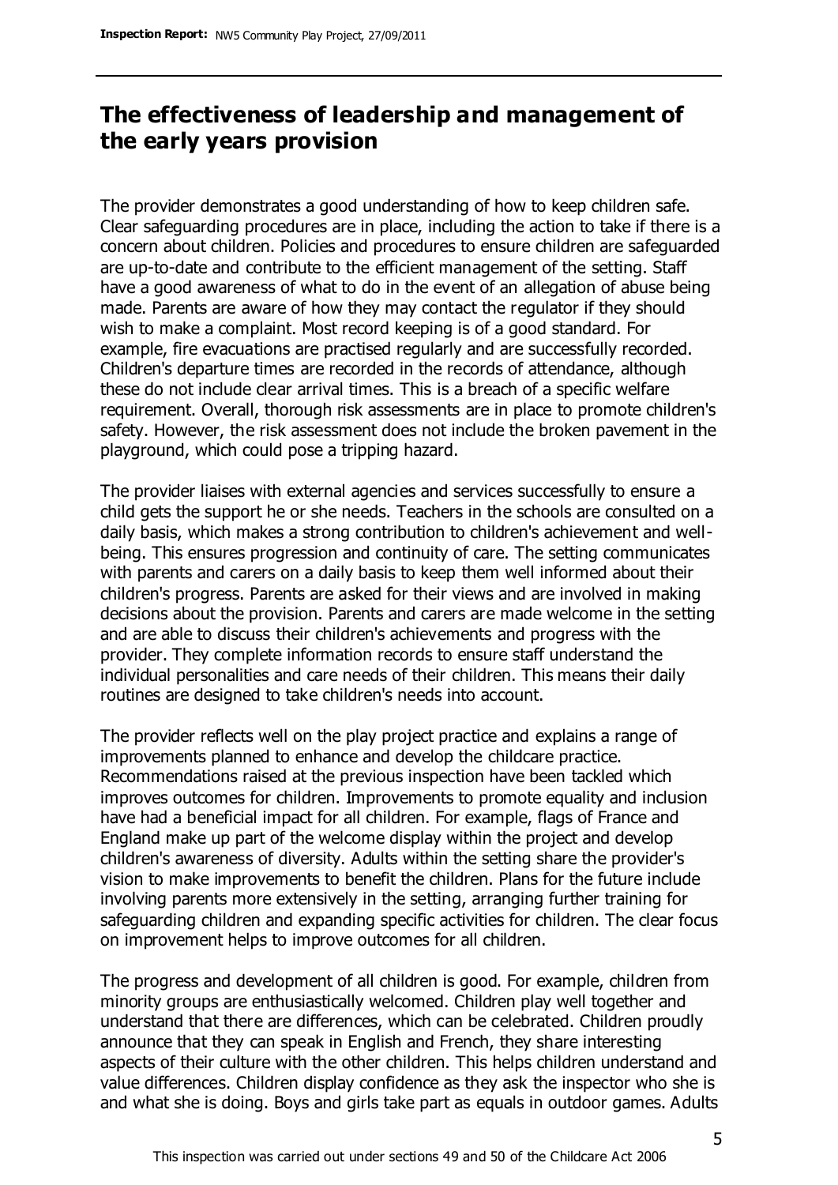## The effectiveness of leadership and management of the early years provision

The provider demonstrates a good understanding of how to keep children safe. Clear safeguarding procedures are in place, including the action to take if there is a concern about children. Policies and procedures to ensure children are safeguarded are up-to-date and contribute to the efficient management of the setting. Staff have a good awareness of what to do in the event of an allegation of abuse being made. Parents are aware of how they may contact the regulator if they should wish to make a complaint. Most record keeping is of a good standard. For example, fire evacuations are practised regularly and are successfully recorded. Children's departure times are recorded in the records of attendance, although these do not include clear arrival times. This is a breach of a specific welfare requirement. Overall, thorough risk assessments are in place to promote children's safety. However, the risk assessment does not include the broken pavement in the playground, which could pose a tripping hazard.

The provider liaises with external agencies and services successfully to ensure a child gets the support he or she needs. Teachers in the schools are consulted on a daily basis, which makes a strong contribution to children's achievement and well-being. This ensures progression and continuity of care. The setting communicates with parents and carers on a daily basis to keep them well informed about their children's progress. Parents are asked for their views and are involved in making decisions about the provision. Parents and carers are made welcome in the setting and are able to discuss their children's achievements and progress with the provider. They complete information records to ensure staff understand the individual personalities and care needs of their children. This means their daily routines are designed to take children's needs into account.

The provider reflects well on the play project practice and explains a range of improvements planned to enhance and develop the childcare practice. Recommendations raised at the previous inspection have been tackled which improves outcomes for children. Improvements to promote equality and inclusion have had a beneficial impact for all children. For example, flags of France and England make up part of the welcome display within the project and develop children's awareness of diversity. Adults within the setting share the provider's vision to make improvements to benefit the children. Plans for the future include involving parents more extensively in the setting, arranging further training for safeguarding children and expanding specific activities for children. The clear focus on improvement helps to improve outcomes for all children.

The progress and development of all children is good. For example, children from minority groups are enthusiastically welcomed. Children play well together and understand that there are differences, which can be celebrated. Children proudly announce that they can speak in English and French, they share interesting aspects of their culture with the other children. This helps children understand and value differences. Children display confidence as they ask the inspector who she is and what she is doing. Boys and girls take part as equals in outdoor games. Adults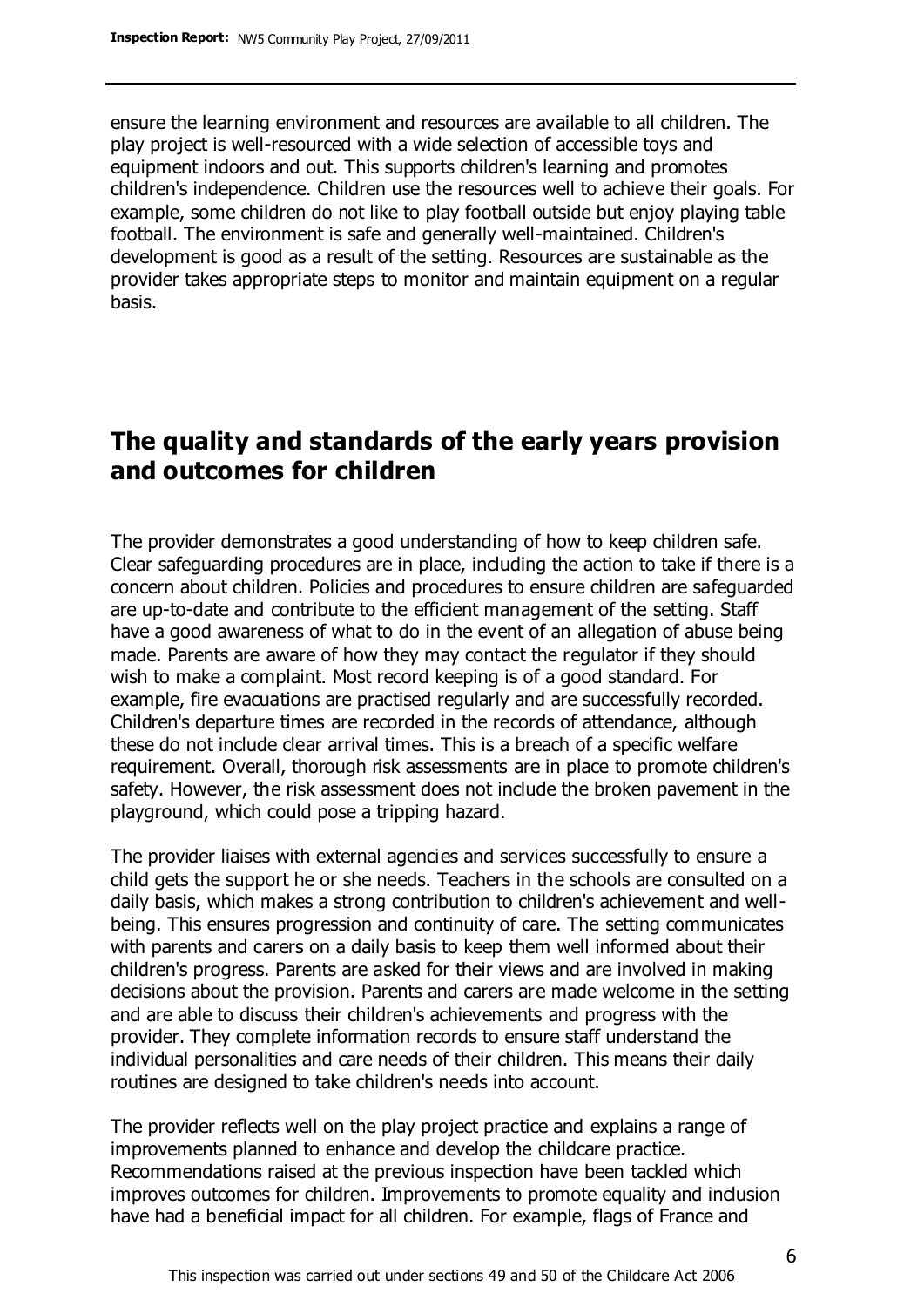ensure the learning environment and resources are available to all children. The play project is well-resourced with a wide selection of accessible toys and equipment indoors and out. This supports children's learning and promotes children's independence. Children use the resources well to achieve their goals. For example, some children do not like to play football outside but enjoy playing table football. The environment is safe and generally well-maintained. Children's development is good as a result of the setting. Resources are sustainable as the provider takes appropriate steps to monitor and maintain equipment on a regular basis.

## The quality and standards of the early years provision and outcomes for children

The provider demonstrates a good understanding of how to keep children safe. Clear safeguarding procedures are in place, including the action to take if there is a concern about children. Policies and procedures to ensure children are safeguarded are up-to-date and contribute to the efficient management of the setting. Staff have a good awareness of what to do in the event of an allegation of abuse being made. Parents are aware of how they may contact the regulator if they should wish to make a complaint. Most record keeping is of a good standard. For example, fire evacuations are practised regularly and are successfully recorded. Children's departure times are recorded in the records of attendance, although these do not include clear arrival times. This is a breach of a specific welfare requirement. Overall, thorough risk assessments are in place to promote children's safety. However, the risk assessment does not include the broken pavement in the playground, which could pose a tripping hazard.

The provider liaises with external agencies and services successfully to ensure a child gets the support he or she needs. Teachers in the schools are consulted on a daily basis, which makes a strong contribution to children's achievement and well-being. This ensures progression and continuity of care. The setting communicates with parents and carers on a daily basis to keep them well informed about their children's progress. Parents are asked for their views and are involved in making decisions about the provision. Parents and carers are made welcome in the setting and are able to discuss their children's achievements and progress with the provider. They complete information records to ensure staff understand the individual personalities and care needs of their children. This means their daily routines are designed to take children's needs into account.

The provider reflects well on the play project practice and explains a range of improvements planned to enhance and develop the childcare practice. Recommendations raised at the previous inspection have been tackled which improves outcomes for children. Improvements to promote equality and inclusion have had a beneficial impact for all children. For example, flags of France and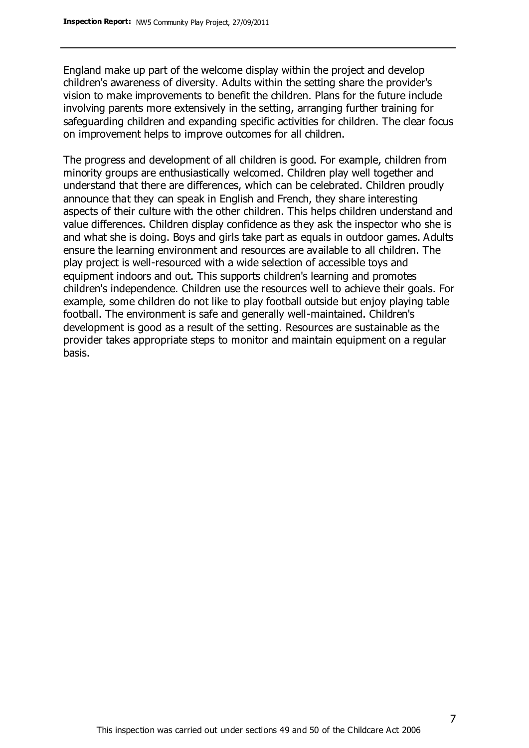England make up part of the welcome display within the project and develop children's awareness of diversity. Adults within the setting share the provider's vision to make improvements to benefit the children. Plans for the future include involving parents more extensively in the setting, arranging further training for safeguarding children and expanding specific activities for children. The clear focus on improvement helps to improve outcomes for all children.

The progress and development of all children is good. For example, children from minority groups are enthusiastically welcomed. Children play well together and understand that there are differences, which can be celebrated. Children proudly announce that they can speak in English and French, they share interesting aspects of their culture with the other children. This helps children understand and value differences. Children display confidence as they ask the inspector who she is and what she is doing. Boys and girls take part as equals in outdoor games. Adults ensure the learning environment and resources are available to all children. The play project is well-resourced with a wide selection of accessible toys and equipment indoors and out. This supports children's learning and promotes children's independence. Children use the resources well to achieve their goals. For example, some children do not like to play football outside but enjoy playing table football. The environment is safe and generally well-maintained. Children's development is good as a result of the setting. Resources are sustainable as the provider takes appropriate steps to monitor and maintain equipment on a regular basis.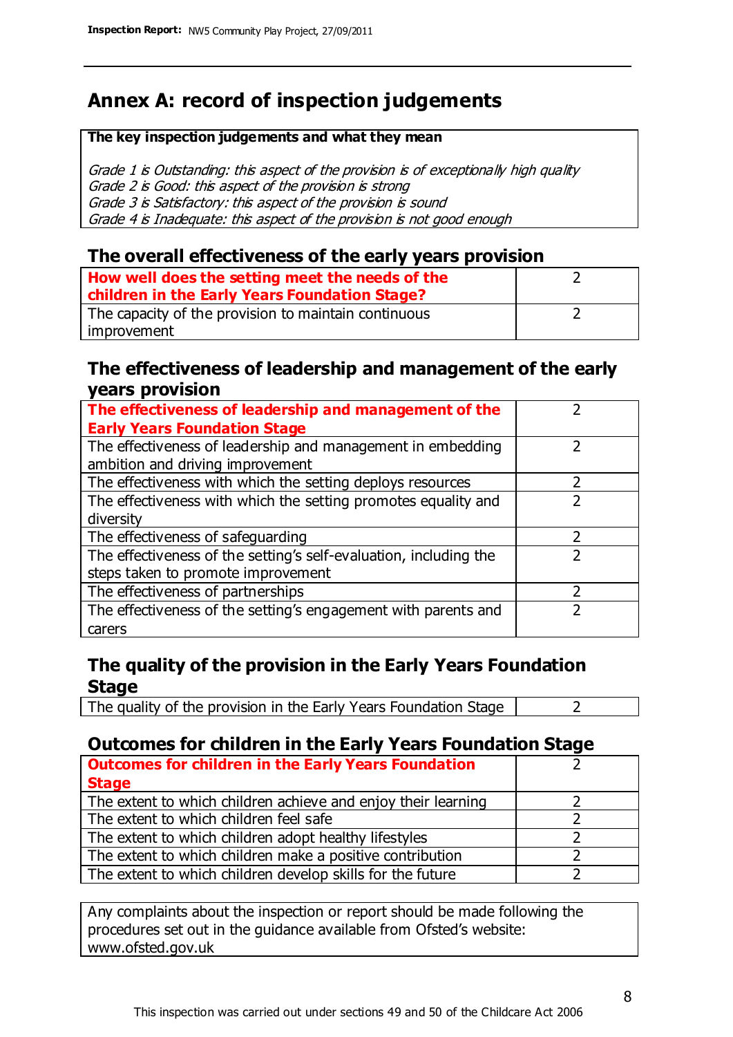# Annex A: record of inspection judgements

**The key inspection judgements and what they mean**

*Grade 1 is Outstanding: this aspect of the provision is of exceptionally high quality*
*Grade 2 is Good: this aspect of the provision is strong*
*Grade 3 is Satisfactory: this aspect of the provision is sound*
*Grade 4 is Inadequate: this aspect of the provision is not good enough*

## The overall effectiveness of the early years provision

| | |
|---|---|
| **How well does the setting meet the needs of the children in the Early Years Foundation Stage?** | 2 |
| The capacity of the provision to maintain continuous improvement | 2 |

## The effectiveness of leadership and management of the early years provision

| | |
|---|---|
| **The effectiveness of leadership and management of the Early Years Foundation Stage** | 2 |
| The effectiveness of leadership and management in embedding ambition and driving improvement | 2 |
| The effectiveness with which the setting deploys resources | 2 |
| The effectiveness with which the setting promotes equality and diversity | 2 |
| The effectiveness of safeguarding | 2 |
| The effectiveness of the setting's self-evaluation, including the steps taken to promote improvement | 2 |
| The effectiveness of partnerships | 2 |
| The effectiveness of the setting's engagement with parents and carers | 2 |

## The quality of the provision in the Early Years Foundation Stage

| | |
|---|---|
| The quality of the provision in the Early Years Foundation Stage | 2 |

## Outcomes for children in the Early Years Foundation Stage

| | |
|---|---|
| **Outcomes for children in the Early Years Foundation Stage** | 2 |
| The extent to which children achieve and enjoy their learning | 2 |
| The extent to which children feel safe | 2 |
| The extent to which children adopt healthy lifestyles | 2 |
| The extent to which children make a positive contribution | 2 |
| The extent to which children develop skills for the future | 2 |

Any complaints about the inspection or report should be made following the procedures set out in the guidance available from Ofsted's website: www.ofsted.gov.uk

This inspection was carried out under sections 49 and 50 of the Childcare Act 2006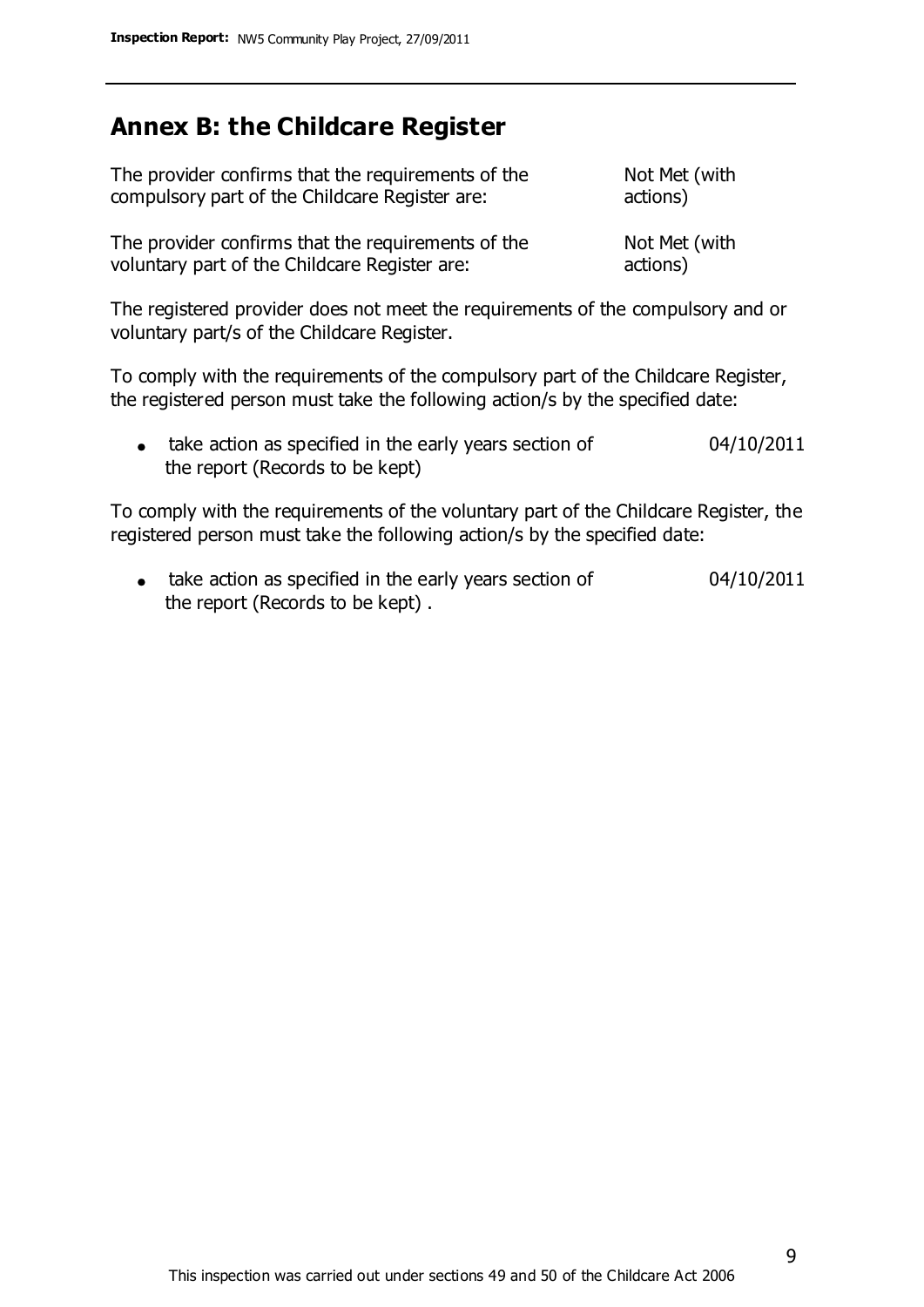## Annex B: the Childcare Register

| | |
|---|---|
| The provider confirms that the requirements of the compulsory part of the Childcare Register are: | Not Met (with actions) |
| The provider confirms that the requirements of the voluntary part of the Childcare Register are: | Not Met (with actions) |

The registered provider does not meet the requirements of the compulsory and or voluntary part/s of the Childcare Register.

To comply with the requirements of the compulsory part of the Childcare Register, the registered person must take the following action/s by the specified date:

- take action as specified in the early years section of the report (Records to be kept) — 04/10/2011

To comply with the requirements of the voluntary part of the Childcare Register, the registered person must take the following action/s by the specified date:

- take action as specified in the early years section of the report (Records to be kept) . — 04/10/2011

This inspection was carried out under sections 49 and 50 of the Childcare Act 2006